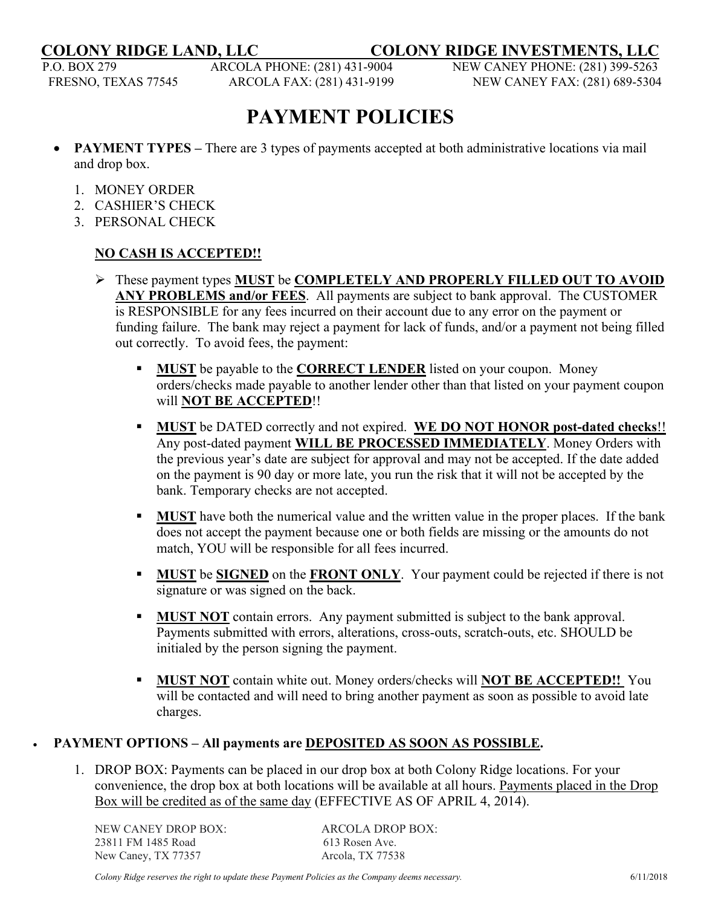**COLONY RIDGE LAND, LLC** **COLONY RIDGE INVESTMENTS, LLC**

P.O. BOX 279
FRESNO, TEXAS 77545

ARCOLA PHONE: (281) 431-9004
ARCOLA FAX: (281) 431-9199

NEW CANEY PHONE: (281) 399-5263
NEW CANEY FAX: (281) 689-5304

# PAYMENT POLICIES

- **PAYMENT TYPES –** There are 3 types of payments accepted at both administrative locations via mail and drop box.

  1. MONEY ORDER
  2. CASHIER'S CHECK
  3. PERSONAL CHECK

  **NO CASH IS ACCEPTED!!**

  - These payment types **MUST** be **COMPLETELY AND PROPERLY FILLED OUT TO AVOID ANY PROBLEMS and/or FEES**. All payments are subject to bank approval. The CUSTOMER is RESPONSIBLE for any fees incurred on their account due to any error on the payment or funding failure. The bank may reject a payment for lack of funds, and/or a payment not being filled out correctly. To avoid fees, the payment:

    - **MUST** be payable to the **CORRECT LENDER** listed on your coupon. Money orders/checks made payable to another lender other than that listed on your payment coupon will **NOT BE ACCEPTED**!!

    - **MUST** be DATED correctly and not expired. **WE DO NOT HONOR post-dated checks**!! Any post-dated payment **WILL BE PROCESSED IMMEDIATELY**. Money Orders with the previous year's date are subject for approval and may not be accepted. If the date added on the payment is 90 day or more late, you run the risk that it will not be accepted by the bank. Temporary checks are not accepted.

    - **MUST** have both the numerical value and the written value in the proper places. If the bank does not accept the payment because one or both fields are missing or the amounts do not match, YOU will be responsible for all fees incurred.

    - **MUST** be **SIGNED** on the **FRONT ONLY**. Your payment could be rejected if there is not signature or was signed on the back.

    - **MUST NOT** contain errors. Any payment submitted is subject to the bank approval. Payments submitted with errors, alterations, cross-outs, scratch-outs, etc. SHOULD be initialed by the person signing the payment.

    - **MUST NOT** contain white out. Money orders/checks will **NOT BE ACCEPTED!!** You will be contacted and will need to bring another payment as soon as possible to avoid late charges.

- **PAYMENT OPTIONS – All payments are DEPOSITED AS SOON AS POSSIBLE.**

  1. DROP BOX: Payments can be placed in our drop box at both Colony Ridge locations. For your convenience, the drop box at both locations will be available at all hours. Payments placed in the Drop Box will be credited as of the same day (EFFECTIVE AS OF APRIL 4, 2014).

     NEW CANEY DROP BOX:
     23811 FM 1485 Road
     New Caney, TX 77357

     ARCOLA DROP BOX:
     613 Rosen Ave.
     Arcola, TX 77538

*Colony Ridge reserves the right to update these Payment Policies as the Company deems necessary.* 6/11/2018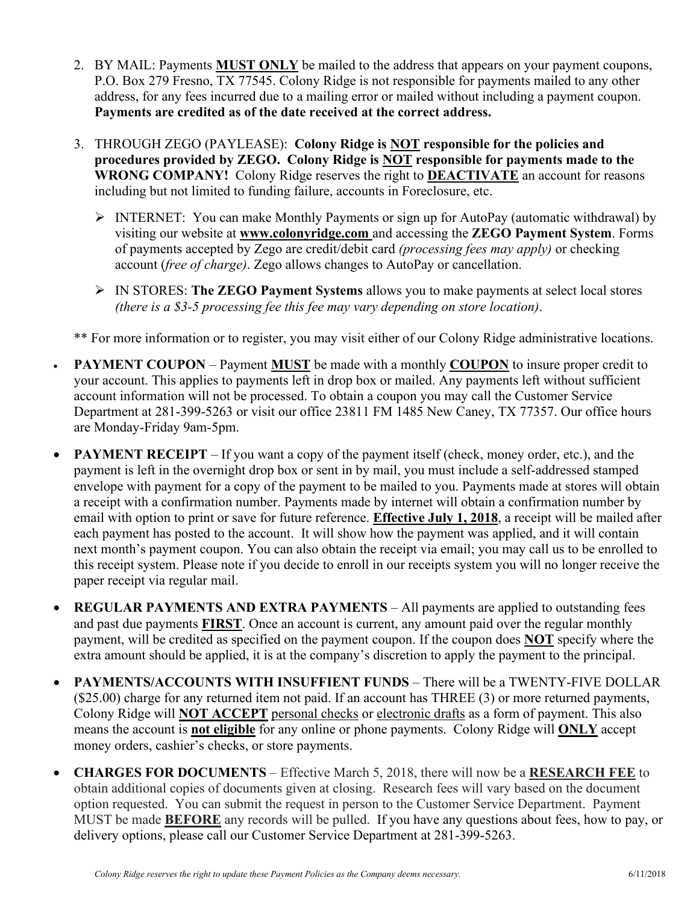2. BY MAIL: Payments **MUST ONLY** be mailed to the address that appears on your payment coupons, P.O. Box 279 Fresno, TX 77545. Colony Ridge is not responsible for payments mailed to any other address, for any fees incurred due to a mailing error or mailed without including a payment coupon. **Payments are credited as of the date received at the correct address.**

3. THROUGH ZEGO (PAYLEASE): **Colony Ridge is NOT responsible for the policies and procedures provided by ZEGO. Colony Ridge is NOT responsible for payments made to the WRONG COMPANY!** Colony Ridge reserves the right to **DEACTIVATE** an account for reasons including but not limited to funding failure, accounts in Foreclosure, etc.

   - INTERNET: You can make Monthly Payments or sign up for AutoPay (automatic withdrawal) by visiting our website at **www.colonyridge.com** and accessing the **ZEGO Payment System**. Forms of payments accepted by Zego are credit/debit card *(processing fees may apply)* or checking account (*free of charge)*. Zego allows changes to AutoPay or cancellation.
   - IN STORES: **The ZEGO Payment Systems** allows you to make payments at select local stores *(there is a $3-5 processing fee this fee may vary depending on store location)*.

** For more information or to register, you may visit either of our Colony Ridge administrative locations.

- **PAYMENT COUPON** – Payment **MUST** be made with a monthly **COUPON** to insure proper credit to your account. This applies to payments left in drop box or mailed. Any payments left without sufficient account information will not be processed. To obtain a coupon you may call the Customer Service Department at 281-399-5263 or visit our office 23811 FM 1485 New Caney, TX 77357. Our office hours are Monday-Friday 9am-5pm.

- **PAYMENT RECEIPT** – If you want a copy of the payment itself (check, money order, etc.), and the payment is left in the overnight drop box or sent in by mail, you must include a self-addressed stamped envelope with payment for a copy of the payment to be mailed to you. Payments made at stores will obtain a receipt with a confirmation number. Payments made by internet will obtain a confirmation number by email with option to print or save for future reference. **Effective July 1, 2018**, a receipt will be mailed after each payment has posted to the account. It will show how the payment was applied, and it will contain next month's payment coupon. You can also obtain the receipt via email; you may call us to be enrolled to this receipt system. Please note if you decide to enroll in our receipts system you will no longer receive the paper receipt via regular mail.

- **REGULAR PAYMENTS AND EXTRA PAYMENTS** – All payments are applied to outstanding fees and past due payments **FIRST**. Once an account is current, any amount paid over the regular monthly payment, will be credited as specified on the payment coupon. If the coupon does **NOT** specify where the extra amount should be applied, it is at the company's discretion to apply the payment to the principal.

- **PAYMENTS/ACCOUNTS WITH INSUFFIENT FUNDS** – There will be a TWENTY-FIVE DOLLAR ($25.00) charge for any returned item not paid. If an account has THREE (3) or more returned payments, Colony Ridge will **NOT ACCEPT** personal checks or electronic drafts as a form of payment. This also means the account is **not eligible** for any online or phone payments. Colony Ridge will **ONLY** accept money orders, cashier's checks, or store payments.

- **CHARGES FOR DOCUMENTS** – Effective March 5, 2018, there will now be a **RESEARCH FEE** to obtain additional copies of documents given at closing. Research fees will vary based on the document option requested. You can submit the request in person to the Customer Service Department. Payment MUST be made **BEFORE** any records will be pulled. If you have any questions about fees, how to pay, or delivery options, please call our Customer Service Department at 281-399-5263.

*Colony Ridge reserves the right to update these Payment Policies as the Company deems necessary.* 6/11/2018